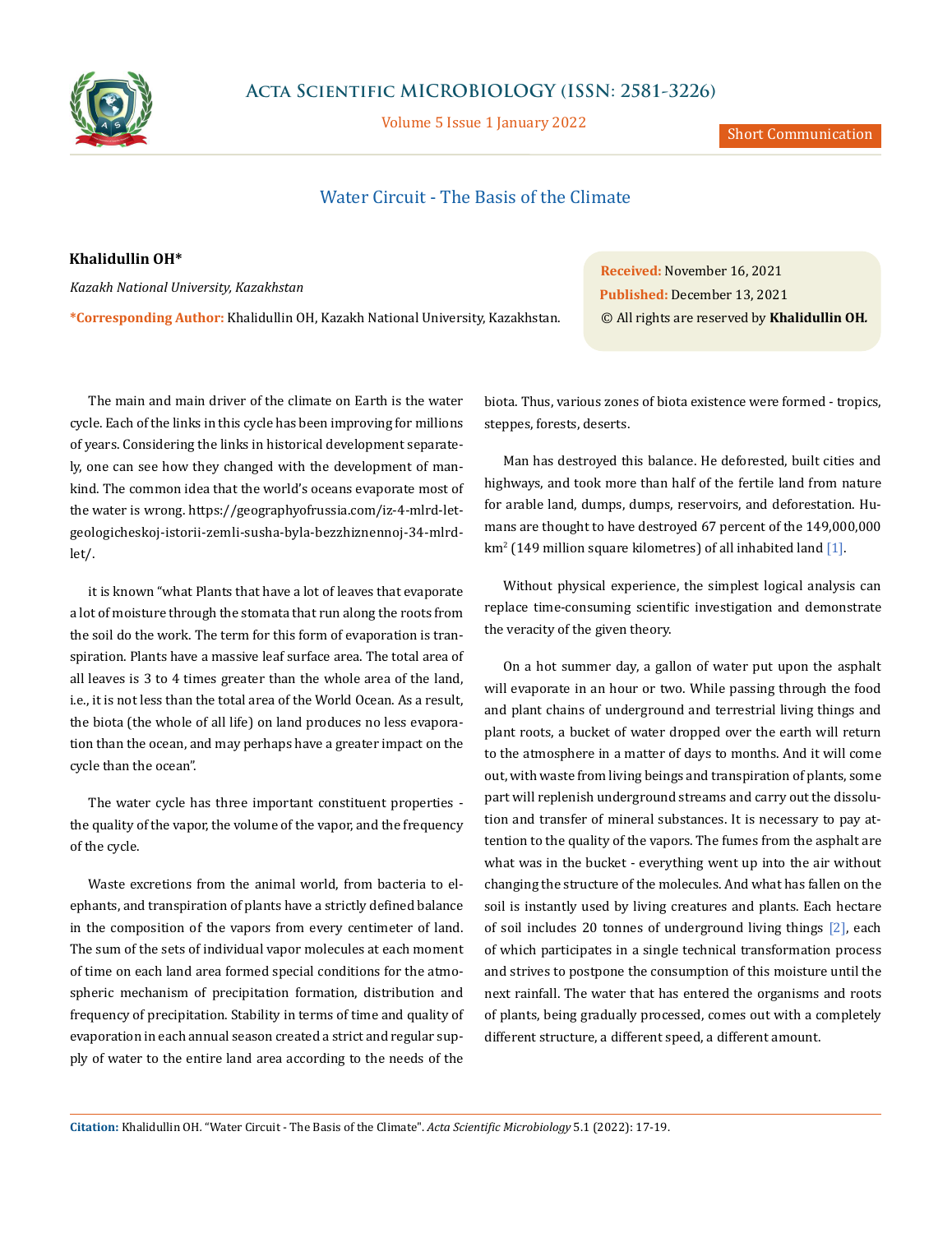# Water Circuit - The Basis of the Climate

**Khalidullin OH***

*Kazakh National University, Kazakhstan*

**\*Corresponding Author:** Khalidullin OH, Kazakh National University, Kazakhstan.

**Received:** November 16, 2021
**Published:** December 13, 2021
© All rights are reserved by **Khalidullin OH.**

The main and main driver of the climate on Earth is the water cycle. Each of the links in this cycle has been improving for millions of years. Considering the links in historical development separately, one can see how they changed with the development of mankind. The common idea that the world's oceans evaporate most of the water is wrong. https://geographyofrussia.com/iz-4-mlrd-let-geologicheskoj-istorii-zemli-susha-byla-bezzhiznennoj-34-mlrd-let/.

it is known "what Plants that have a lot of leaves that evaporate a lot of moisture through the stomata that run along the roots from the soil do the work. The term for this form of evaporation is transpiration. Plants have a massive leaf surface area. The total area of all leaves is 3 to 4 times greater than the whole area of the land, i.e., it is not less than the total area of the World Ocean. As a result, the biota (the whole of all life) on land produces no less evaporation than the ocean, and may perhaps have a greater impact on the cycle than the ocean".

The water cycle has three important constituent properties - the quality of the vapor, the volume of the vapor, and the frequency of the cycle.

Waste excretions from the animal world, from bacteria to elephants, and transpiration of plants have a strictly defined balance in the composition of the vapors from every centimeter of land. The sum of the sets of individual vapor molecules at each moment of time on each land area formed special conditions for the atmospheric mechanism of precipitation formation, distribution and frequency of precipitation. Stability in terms of time and quality of evaporation in each annual season created a strict and regular supply of water to the entire land area according to the needs of the biota. Thus, various zones of biota existence were formed - tropics, steppes, forests, deserts.

Man has destroyed this balance. He deforested, built cities and highways, and took more than half of the fertile land from nature for arable land, dumps, dumps, reservoirs, and deforestation. Humans are thought to have destroyed 67 percent of the 149,000,000 km$^2$ (149 million square kilometres) of all inhabited land [1].

Without physical experience, the simplest logical analysis can replace time-consuming scientific investigation and demonstrate the veracity of the given theory.

On a hot summer day, a gallon of water put upon the asphalt will evaporate in an hour or two. While passing through the food and plant chains of underground and terrestrial living things and plant roots, a bucket of water dropped over the earth will return to the atmosphere in a matter of days to months. And it will come out, with waste from living beings and transpiration of plants, some part will replenish underground streams and carry out the dissolution and transfer of mineral substances. It is necessary to pay attention to the quality of the vapors. The fumes from the asphalt are what was in the bucket - everything went up into the air without changing the structure of the molecules. And what has fallen on the soil is instantly used by living creatures and plants. Each hectare of soil includes 20 tonnes of underground living things [2], each of which participates in a single technical transformation process and strives to postpone the consumption of this moisture until the next rainfall. The water that has entered the organisms and roots of plants, being gradually processed, comes out with a completely different structure, a different speed, a different amount.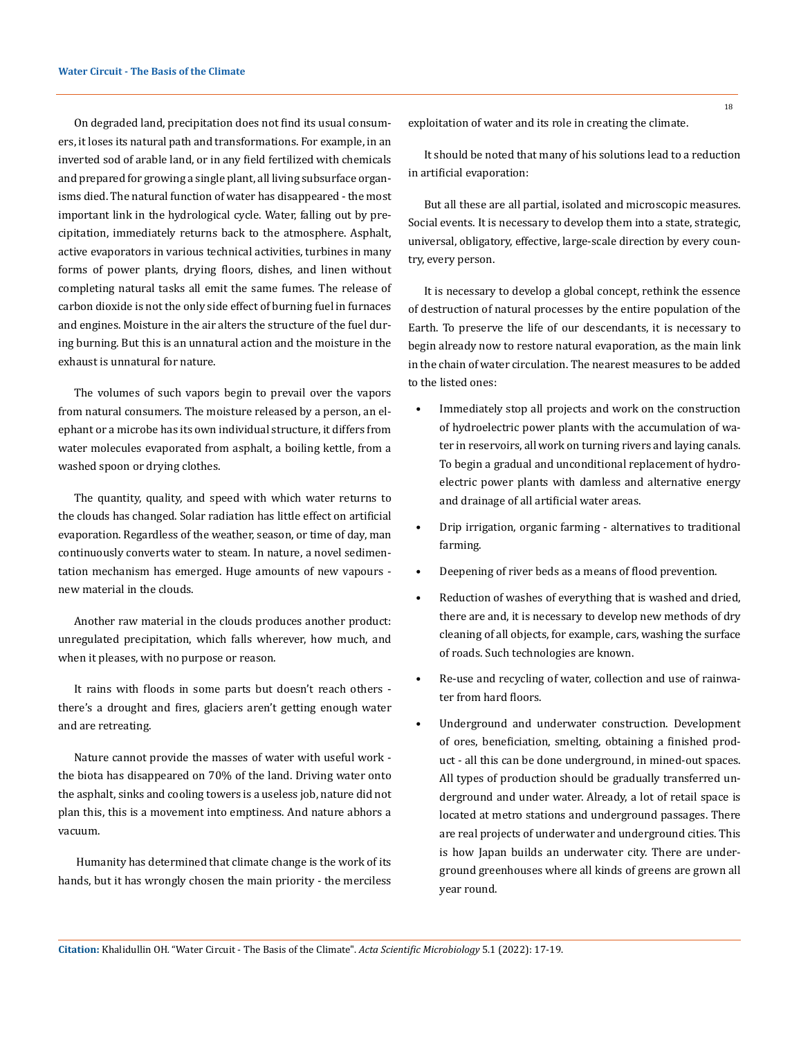On degraded land, precipitation does not find its usual consumers, it loses its natural path and transformations. For example, in an inverted sod of arable land, or in any field fertilized with chemicals and prepared for growing a single plant, all living subsurface organisms died. The natural function of water has disappeared - the most important link in the hydrological cycle. Water, falling out by precipitation, immediately returns back to the atmosphere. Asphalt, active evaporators in various technical activities, turbines in many forms of power plants, drying floors, dishes, and linen without completing natural tasks all emit the same fumes. The release of carbon dioxide is not the only side effect of burning fuel in furnaces and engines. Moisture in the air alters the structure of the fuel during burning. But this is an unnatural action and the moisture in the exhaust is unnatural for nature.

The volumes of such vapors begin to prevail over the vapors from natural consumers. The moisture released by a person, an elephant or a microbe has its own individual structure, it differs from water molecules evaporated from asphalt, a boiling kettle, from a washed spoon or drying clothes.

The quantity, quality, and speed with which water returns to the clouds has changed. Solar radiation has little effect on artificial evaporation. Regardless of the weather, season, or time of day, man continuously converts water to steam. In nature, a novel sedimentation mechanism has emerged. Huge amounts of new vapours - new material in the clouds.

Another raw material in the clouds produces another product: unregulated precipitation, which falls wherever, how much, and when it pleases, with no purpose or reason.

It rains with floods in some parts but doesn't reach others - there's a drought and fires, glaciers aren't getting enough water and are retreating.

Nature cannot provide the masses of water with useful work - the biota has disappeared on 70% of the land. Driving water onto the asphalt, sinks and cooling towers is a useless job, nature did not plan this, this is a movement into emptiness. And nature abhors a vacuum.

Humanity has determined that climate change is the work of its hands, but it has wrongly chosen the main priority - the merciless exploitation of water and its role in creating the climate.

It should be noted that many of his solutions lead to a reduction in artificial evaporation:

But all these are all partial, isolated and microscopic measures. Social events. It is necessary to develop them into a state, strategic, universal, obligatory, effective, large-scale direction by every country, every person.

It is necessary to develop a global concept, rethink the essence of destruction of natural processes by the entire population of the Earth. To preserve the life of our descendants, it is necessary to begin already now to restore natural evaporation, as the main link in the chain of water circulation. The nearest measures to be added to the listed ones:

- Immediately stop all projects and work on the construction of hydroelectric power plants with the accumulation of water in reservoirs, all work on turning rivers and laying canals. To begin a gradual and unconditional replacement of hydroelectric power plants with damless and alternative energy and drainage of all artificial water areas.
- Drip irrigation, organic farming - alternatives to traditional farming.
- Deepening of river beds as a means of flood prevention.
- Reduction of washes of everything that is washed and dried, there are and, it is necessary to develop new methods of dry cleaning of all objects, for example, cars, washing the surface of roads. Such technologies are known.
- Re-use and recycling of water, collection and use of rainwater from hard floors.
- Underground and underwater construction. Development of ores, beneficiation, smelting, obtaining a finished product - all this can be done underground, in mined-out spaces. All types of production should be gradually transferred underground and under water. Already, a lot of retail space is located at metro stations and underground passages. There are real projects of underwater and underground cities. This is how Japan builds an underwater city. There are underground greenhouses where all kinds of greens are grown all year round.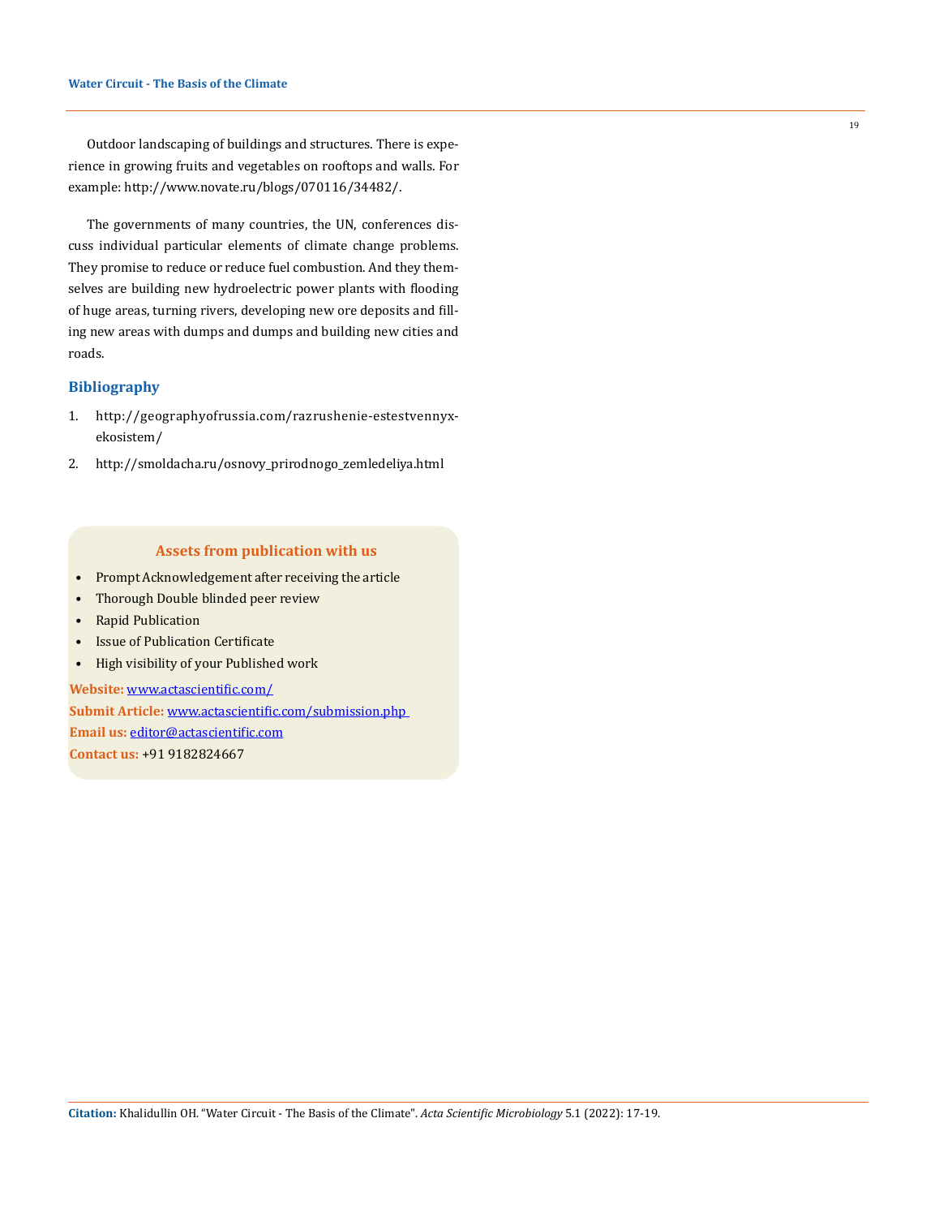Outdoor landscaping of buildings and structures. There is experience in growing fruits and vegetables on rooftops and walls. For example: http://www.novate.ru/blogs/070116/34482/.

The governments of many countries, the UN, conferences discuss individual particular elements of climate change problems. They promise to reduce or reduce fuel combustion. And they themselves are building new hydroelectric power plants with flooding of huge areas, turning rivers, developing new ore deposits and filling new areas with dumps and dumps and building new cities and roads.

## Bibliography

1. http://geographyofrussia.com/razrushenie-estestvennyx-ekosistem/
2. http://smoldacha.ru/osnovy_prirodnogo_zemledeliya.html

**Assets from publication with us**

- Prompt Acknowledgement after receiving the article
- Thorough Double blinded peer review
- Rapid Publication
- Issue of Publication Certificate
- High visibility of your Published work

**Website:** www.actascientific.com/
**Submit Article:** www.actascientific.com/submission.php
**Email us:** editor@actascientific.com
**Contact us:** +91 9182824667